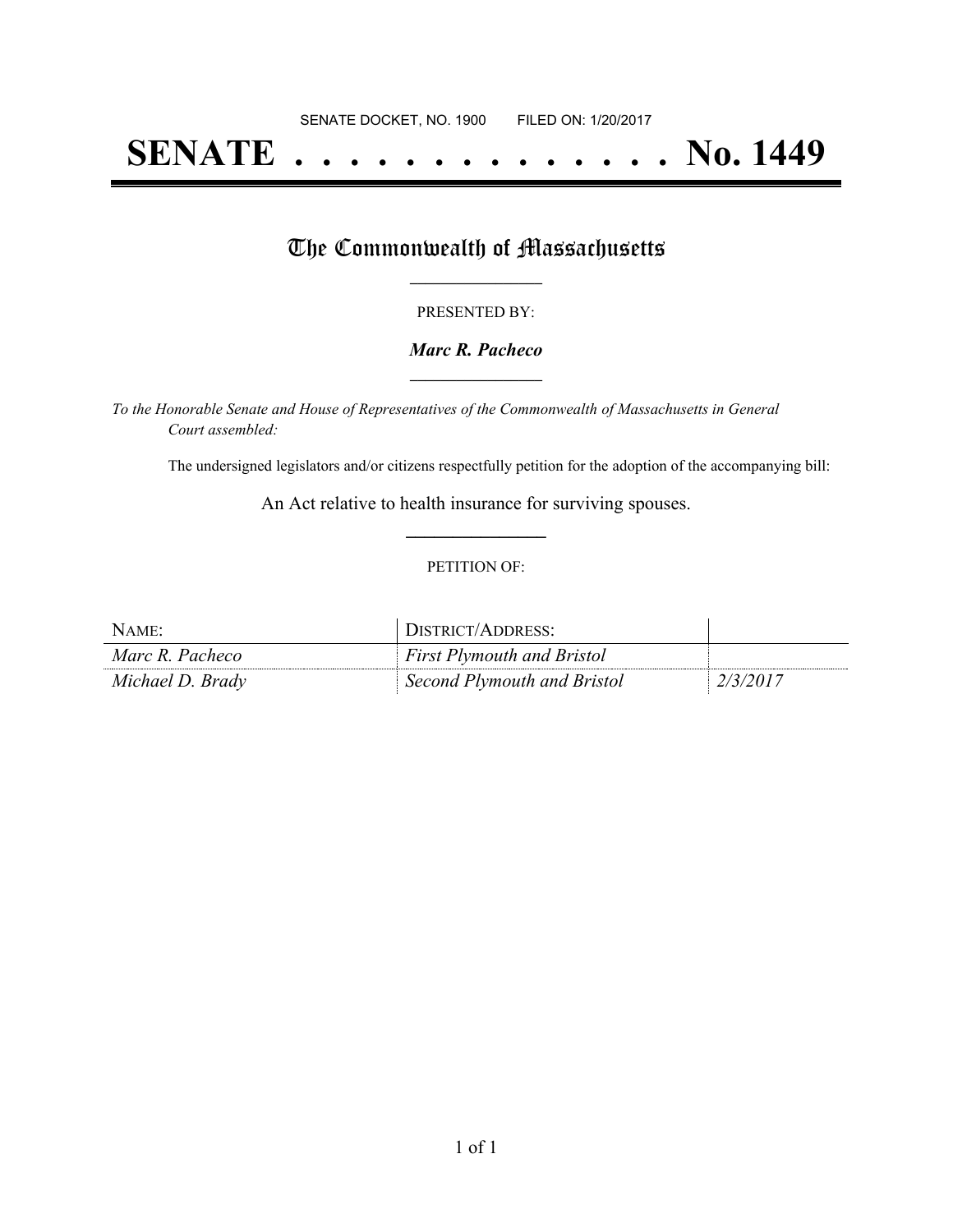SENATE DOCKET, NO. 1900        FILED ON: 1/20/2017

# SENATE . . . . . . . . . . . . . . No. 1449

## The Commonwealth of Massachusetts

PRESENTED BY:

***Marc R. Pacheco***

*To the Honorable Senate and House of Representatives of the Commonwealth of Massachusetts in General Court assembled:*

The undersigned legislators and/or citizens respectfully petition for the adoption of the accompanying bill:

An Act relative to health insurance for surviving spouses.

PETITION OF:

| NAME: | DISTRICT/ADDRESS: | |
|---|---|---|
| *Marc R. Pacheco* | *First Plymouth and Bristol* | |
| *Michael D. Brady* | *Second Plymouth and Bristol* | *2/3/2017* |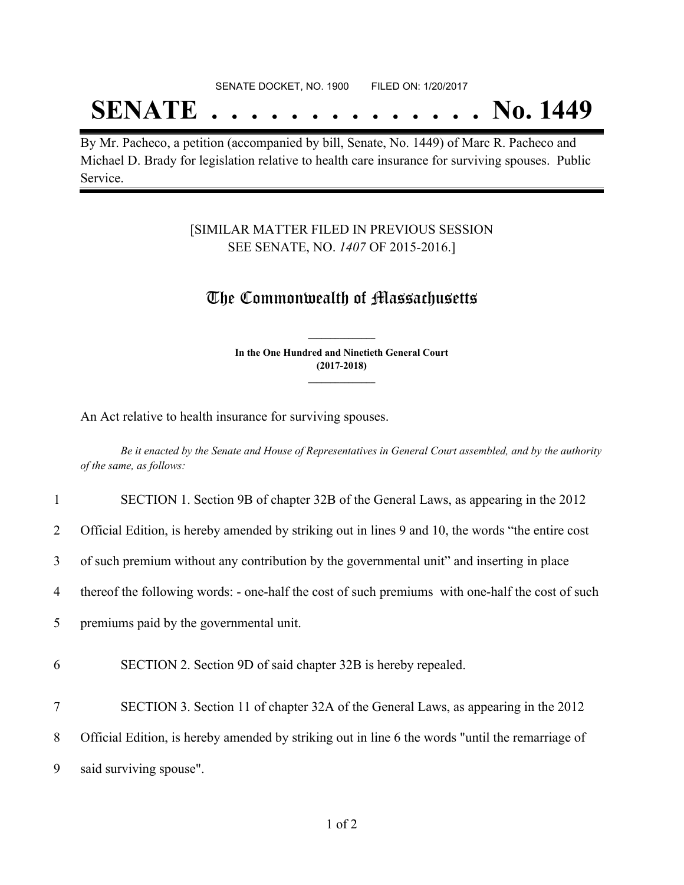SENATE DOCKET, NO. 1900 FILED ON: 1/20/2017

# SENATE . . . . . . . . . . . . . . No. 1449

By Mr. Pacheco, a petition (accompanied by bill, Senate, No. 1449) of Marc R. Pacheco and Michael D. Brady for legislation relative to health care insurance for surviving spouses. Public Service.

[SIMILAR MATTER FILED IN PREVIOUS SESSION SEE SENATE, NO. *1407* OF 2015-2016.]

## The Commonwealth of Massachusetts

**In the One Hundred and Ninetieth General Court (2017-2018)**

An Act relative to health insurance for surviving spouses.

*Be it enacted by the Senate and House of Representatives in General Court assembled, and by the authority of the same, as follows:*

1 SECTION 1. Section 9B of chapter 32B of the General Laws, as appearing in the 2012
2 Official Edition, is hereby amended by striking out in lines 9 and 10, the words “the entire cost
3 of such premium without any contribution by the governmental unit” and inserting in place
4 thereof the following words: - one-half the cost of such premiums with one-half the cost of such
5 premiums paid by the governmental unit.

6 SECTION 2. Section 9D of said chapter 32B is hereby repealed.

7 SECTION 3. Section 11 of chapter 32A of the General Laws, as appearing in the 2012
8 Official Edition, is hereby amended by striking out in line 6 the words "until the remarriage of
9 said surviving spouse".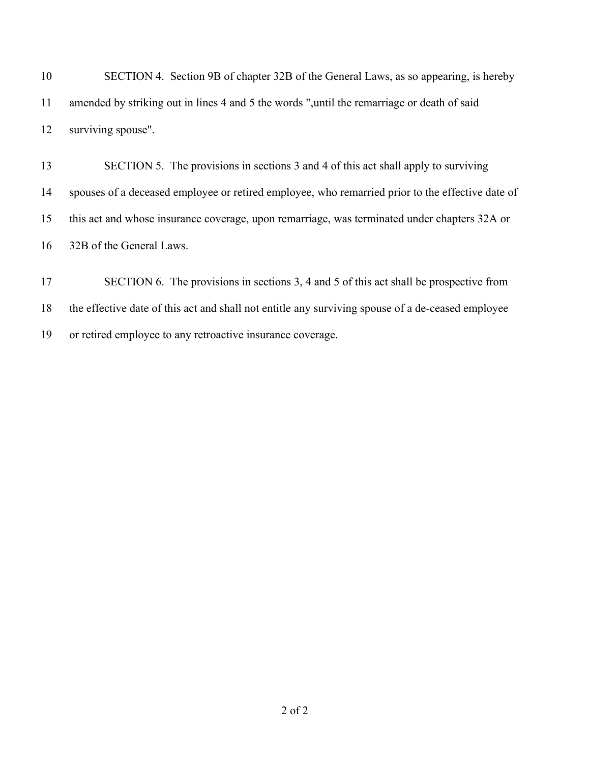SECTION 4. Section 9B of chapter 32B of the General Laws, as so appearing, is hereby amended by striking out in lines 4 and 5 the words ",until the remarriage or death of said surviving spouse".

SECTION 5. The provisions in sections 3 and 4 of this act shall apply to surviving spouses of a deceased employee or retired employee, who remarried prior to the effective date of this act and whose insurance coverage, upon remarriage, was terminated under chapters 32A or 32B of the General Laws.

SECTION 6. The provisions in sections 3, 4 and 5 of this act shall be prospective from the effective date of this act and shall not entitle any surviving spouse of a de-ceased employee or retired employee to any retroactive insurance coverage.